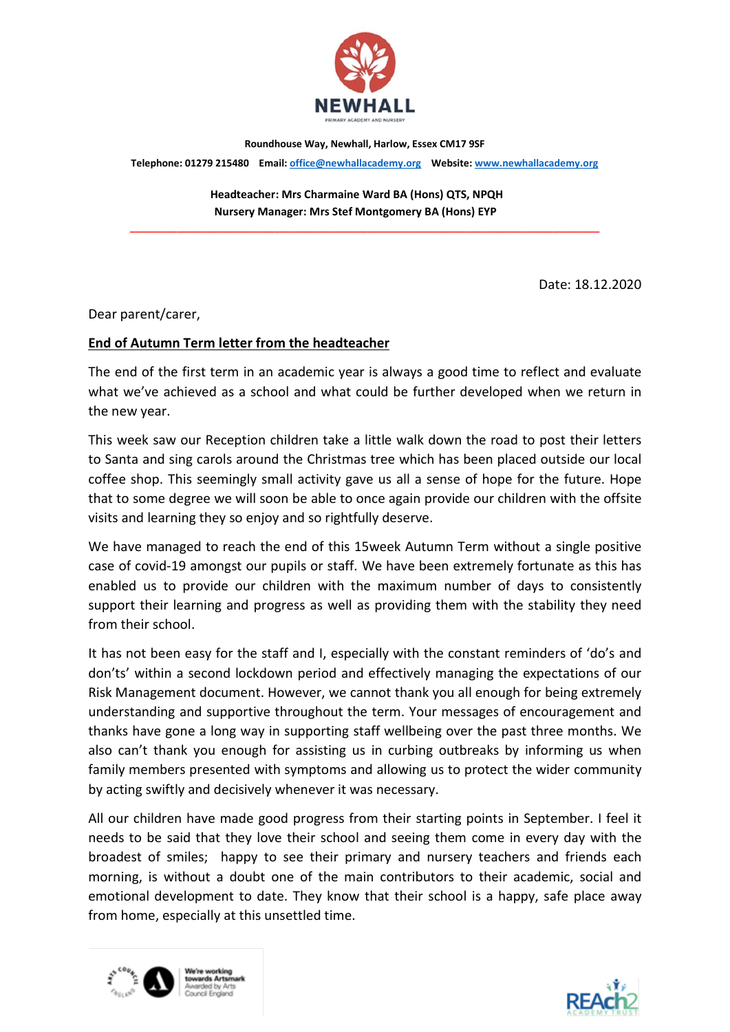**NEWHALL**

PRIMARY ACADEMY AND NURSERY

**Roundhouse Way, Newhall, Harlow, Essex CM17 9SF**

**Telephone: 01279 215480 Email:** office@newhallacademy.org **Website:** www.newhallacademy.org

**Headteacher: Mrs Charmaine Ward BA (Hons) QTS, NPQH**
**Nursery Manager: Mrs Stef Montgomery BA (Hons) EYP**

---

Date: 18.12.2020

Dear parent/carer,

**End of Autumn Term letter from the headteacher**

The end of the first term in an academic year is always a good time to reflect and evaluate what we've achieved as a school and what could be further developed when we return in the new year.

This week saw our Reception children take a little walk down the road to post their letters to Santa and sing carols around the Christmas tree which has been placed outside our local coffee shop. This seemingly small activity gave us all a sense of hope for the future. Hope that to some degree we will soon be able to once again provide our children with the offsite visits and learning they so enjoy and so rightfully deserve.

We have managed to reach the end of this 15week Autumn Term without a single positive case of covid-19 amongst our pupils or staff. We have been extremely fortunate as this has enabled us to provide our children with the maximum number of days to consistently support their learning and progress as well as providing them with the stability they need from their school.

It has not been easy for the staff and I, especially with the constant reminders of 'do's and don'ts' within a second lockdown period and effectively managing the expectations of our Risk Management document. However, we cannot thank you all enough for being extremely understanding and supportive throughout the term. Your messages of encouragement and thanks have gone a long way in supporting staff wellbeing over the past three months. We also can't thank you enough for assisting us in curbing outbreaks by informing us when family members presented with symptoms and allowing us to protect the wider community by acting swiftly and decisively whenever it was necessary.

All our children have made good progress from their starting points in September. I feel it needs to be said that they love their school and seeing them come in every day with the broadest of smiles; happy to see their primary and nursery teachers and friends each morning, is without a doubt one of the main contributors to their academic, social and emotional development to date. They know that their school is a happy, safe place away from home, especially at this unsettled time.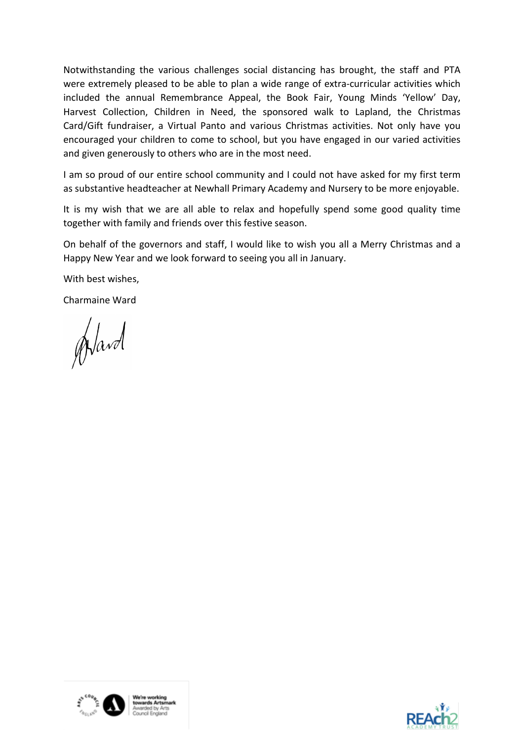Notwithstanding the various challenges social distancing has brought, the staff and PTA were extremely pleased to be able to plan a wide range of extra-curricular activities which included the annual Remembrance Appeal, the Book Fair, Young Minds 'Yellow' Day, Harvest Collection, Children in Need, the sponsored walk to Lapland, the Christmas Card/Gift fundraiser, a Virtual Panto and various Christmas activities. Not only have you encouraged your children to come to school, but you have engaged in our varied activities and given generously to others who are in the most need.

I am so proud of our entire school community and I could not have asked for my first term as substantive headteacher at Newhall Primary Academy and Nursery to be more enjoyable.

It is my wish that we are all able to relax and hopefully spend some good quality time together with family and friends over this festive season.

On behalf of the governors and staff, I would like to wish you all a Merry Christmas and a Happy New Year and we look forward to seeing you all in January.

With best wishes,

Charmaine Ward

We're working towards Artsmark
Awarded by Arts Council England

REAch2 ACADEMY TRUST